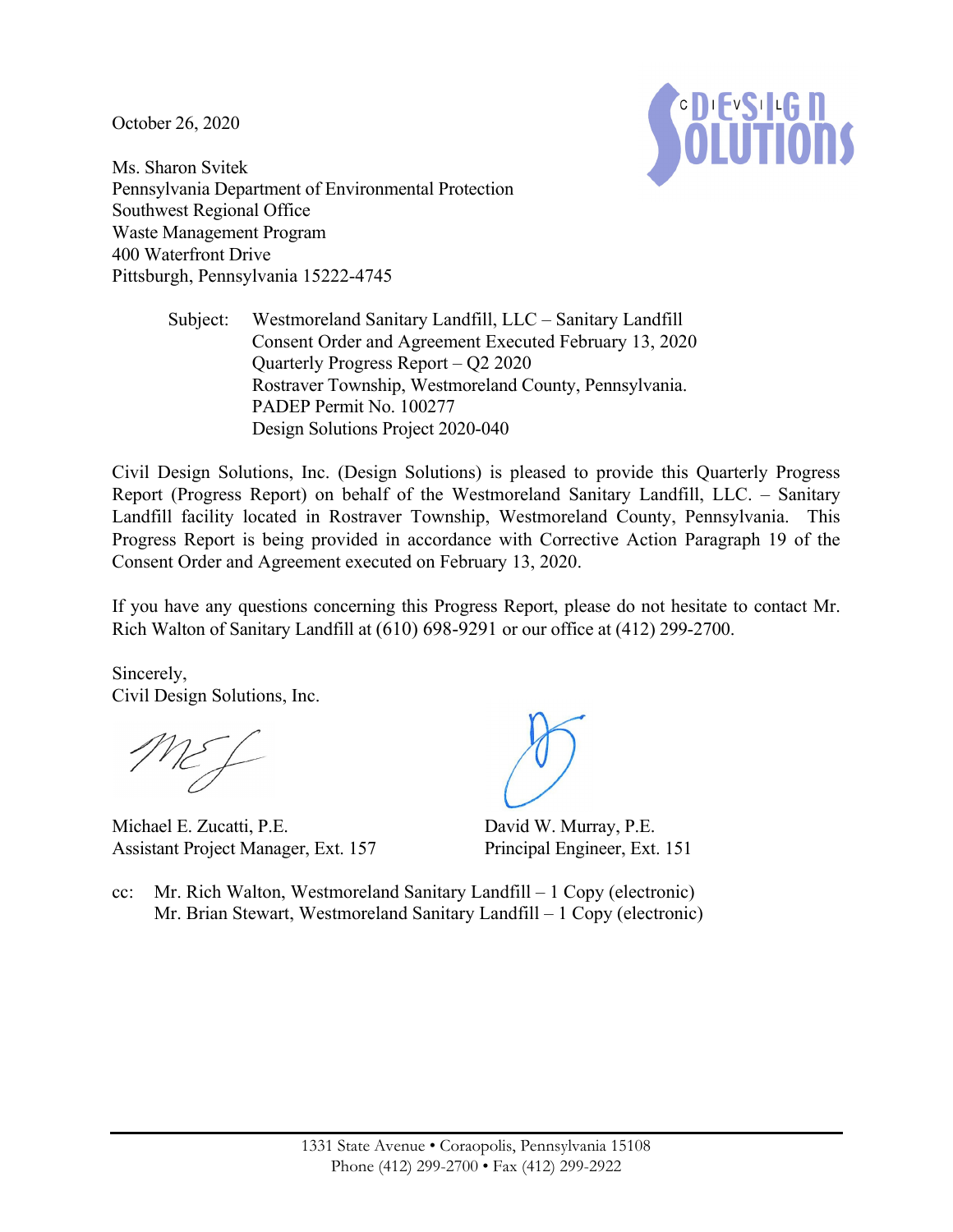October 26, 2020

Ms. Sharon Svitek
Pennsylvania Department of Environmental Protection
Southwest Regional Office
Waste Management Program
400 Waterfront Drive
Pittsburgh, Pennsylvania 15222-4745

Subject: Westmoreland Sanitary Landfill, LLC – Sanitary Landfill
Consent Order and Agreement Executed February 13, 2020
Quarterly Progress Report – Q2 2020
Rostraver Township, Westmoreland County, Pennsylvania.
PADEP Permit No. 100277
Design Solutions Project 2020-040

Civil Design Solutions, Inc. (Design Solutions) is pleased to provide this Quarterly Progress Report (Progress Report) on behalf of the Westmoreland Sanitary Landfill, LLC. – Sanitary Landfill facility located in Rostraver Township, Westmoreland County, Pennsylvania. This Progress Report is being provided in accordance with Corrective Action Paragraph 19 of the Consent Order and Agreement executed on February 13, 2020.

If you have any questions concerning this Progress Report, please do not hesitate to contact Mr. Rich Walton of Sanitary Landfill at (610) 698-9291 or our office at (412) 299-2700.

Sincerely,
Civil Design Solutions, Inc.

Michael E. Zucatti, P.E.
Assistant Project Manager, Ext. 157

David W. Murray, P.E.
Principal Engineer, Ext. 151

cc: Mr. Rich Walton, Westmoreland Sanitary Landfill – 1 Copy (electronic)
Mr. Brian Stewart, Westmoreland Sanitary Landfill – 1 Copy (electronic)

1331 State Avenue • Coraopolis, Pennsylvania 15108
Phone (412) 299-2700 • Fax (412) 299-2922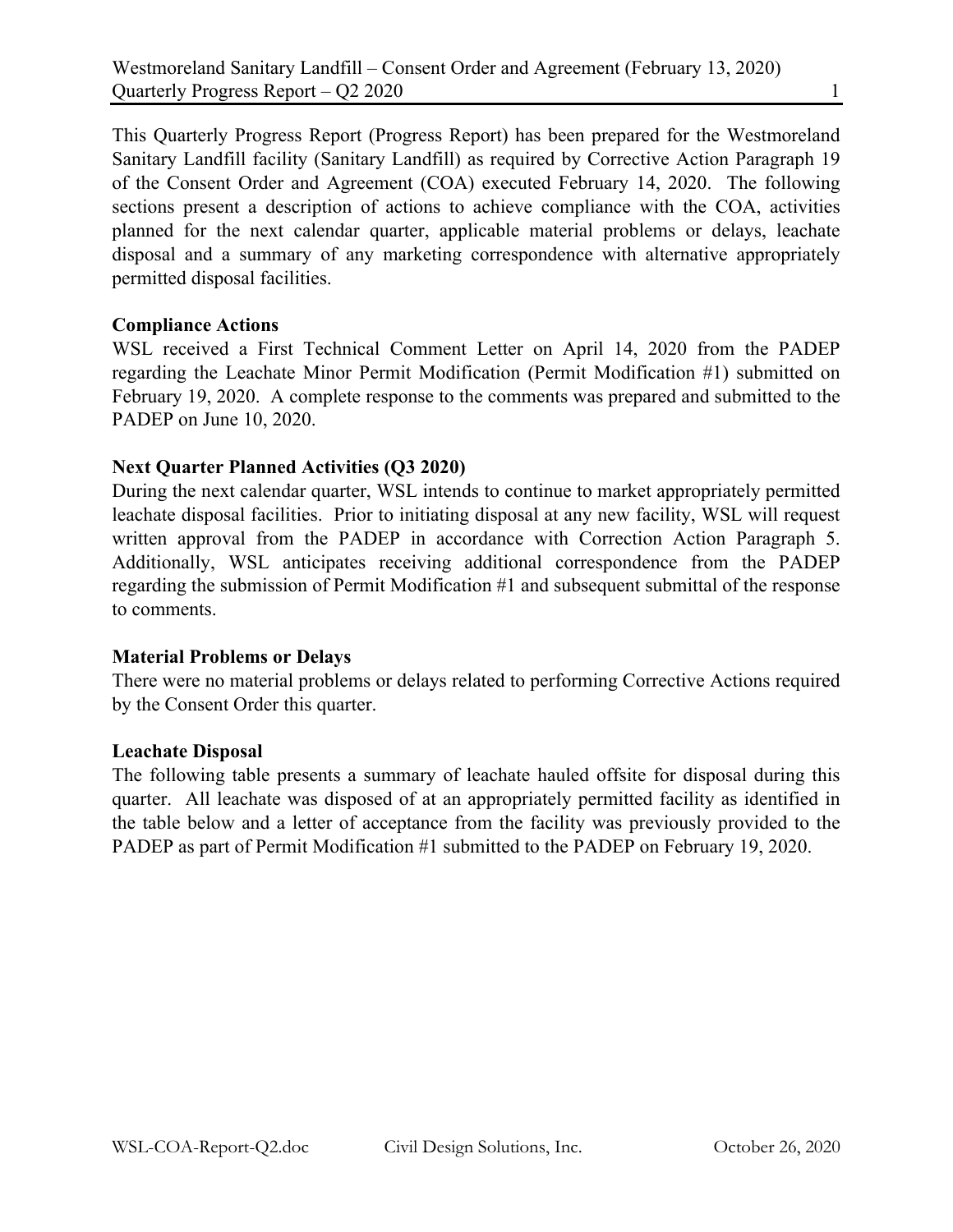This Quarterly Progress Report (Progress Report) has been prepared for the Westmoreland Sanitary Landfill facility (Sanitary Landfill) as required by Corrective Action Paragraph 19 of the Consent Order and Agreement (COA) executed February 14, 2020. The following sections present a description of actions to achieve compliance with the COA, activities planned for the next calendar quarter, applicable material problems or delays, leachate disposal and a summary of any marketing correspondence with alternative appropriately permitted disposal facilities.

**Compliance Actions**

WSL received a First Technical Comment Letter on April 14, 2020 from the PADEP regarding the Leachate Minor Permit Modification (Permit Modification #1) submitted on February 19, 2020. A complete response to the comments was prepared and submitted to the PADEP on June 10, 2020.

**Next Quarter Planned Activities (Q3 2020)**

During the next calendar quarter, WSL intends to continue to market appropriately permitted leachate disposal facilities. Prior to initiating disposal at any new facility, WSL will request written approval from the PADEP in accordance with Correction Action Paragraph 5. Additionally, WSL anticipates receiving additional correspondence from the PADEP regarding the submission of Permit Modification #1 and subsequent submittal of the response to comments.

**Material Problems or Delays**

There were no material problems or delays related to performing Corrective Actions required by the Consent Order this quarter.

**Leachate Disposal**

The following table presents a summary of leachate hauled offsite for disposal during this quarter. All leachate was disposed of at an appropriately permitted facility as identified in the table below and a letter of acceptance from the facility was previously provided to the PADEP as part of Permit Modification #1 submitted to the PADEP on February 19, 2020.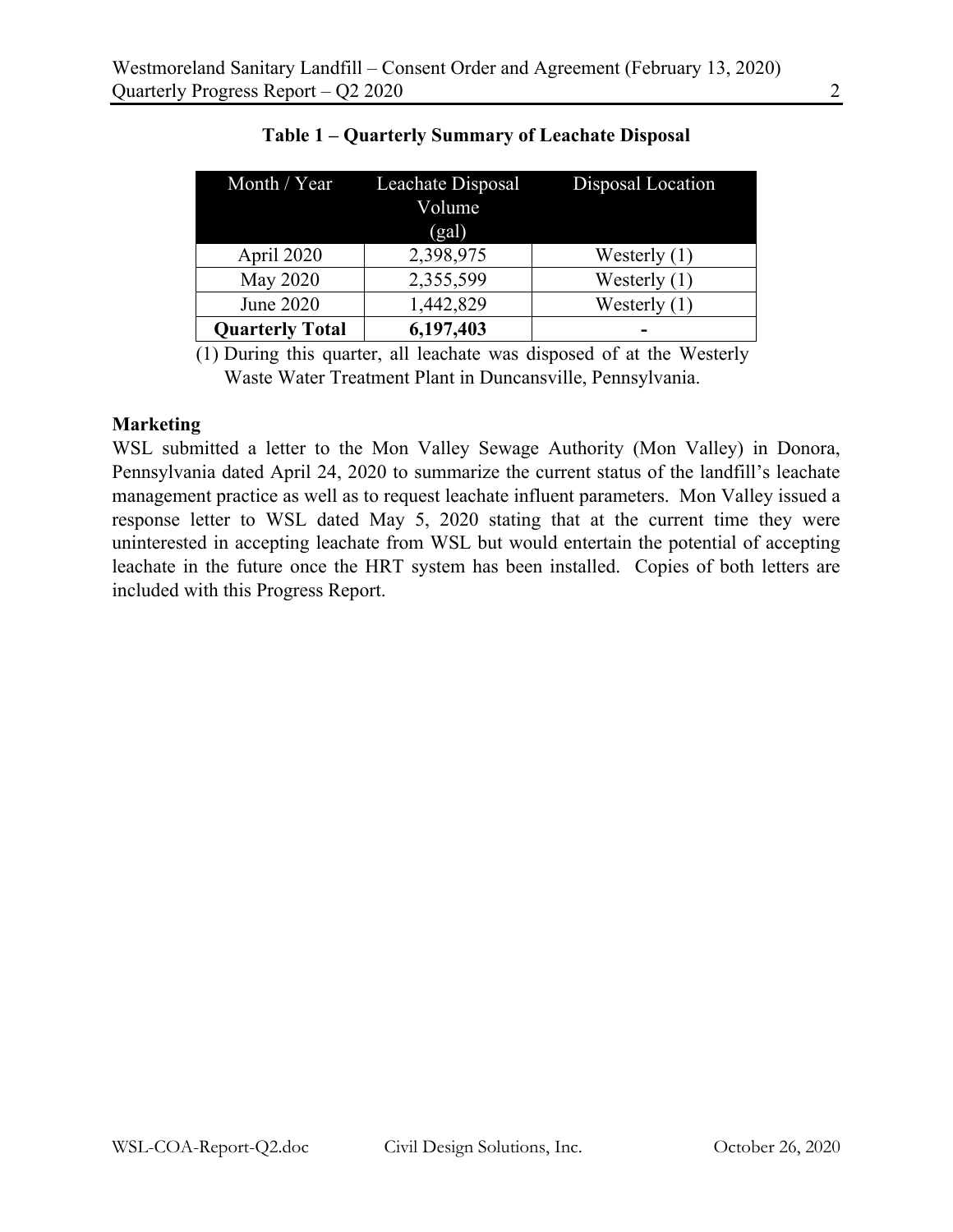**Table 1 – Quarterly Summary of Leachate Disposal**

| Month / Year | Leachate Disposal Volume (gal) | Disposal Location |
|---|---|---|
| April 2020 | 2,398,975 | Westerly (1) |
| May 2020 | 2,355,599 | Westerly (1) |
| June 2020 | 1,442,829 | Westerly (1) |
| **Quarterly Total** | **6,197,403** | - |

(1) During this quarter, all leachate was disposed of at the Westerly Waste Water Treatment Plant in Duncansville, Pennsylvania.

**Marketing**

WSL submitted a letter to the Mon Valley Sewage Authority (Mon Valley) in Donora, Pennsylvania dated April 24, 2020 to summarize the current status of the landfill's leachate management practice as well as to request leachate influent parameters. Mon Valley issued a response letter to WSL dated May 5, 2020 stating that at the current time they were uninterested in accepting leachate from WSL but would entertain the potential of accepting leachate in the future once the HRT system has been installed. Copies of both letters are included with this Progress Report.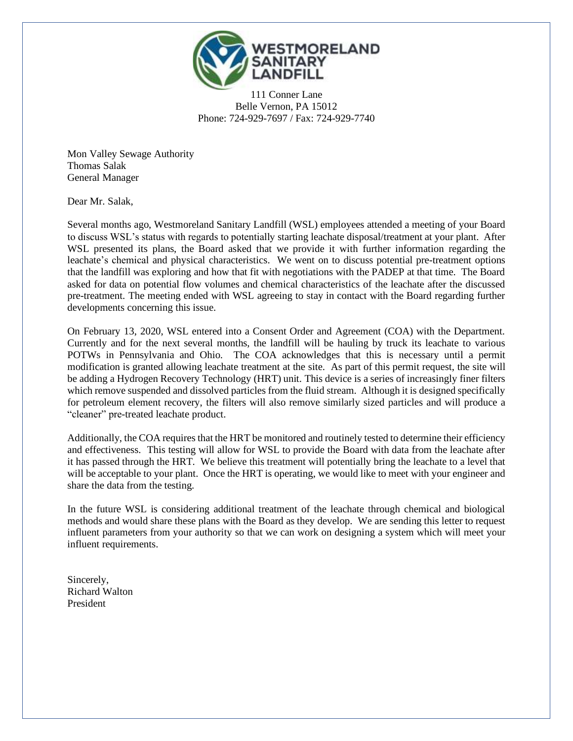**WESTMORELAND SANITARY LANDFILL**

111 Conner Lane
Belle Vernon, PA 15012
Phone: 724-929-7697 / Fax: 724-929-7740

Mon Valley Sewage Authority
Thomas Salak
General Manager

Dear Mr. Salak,

Several months ago, Westmoreland Sanitary Landfill (WSL) employees attended a meeting of your Board to discuss WSL's status with regards to potentially starting leachate disposal/treatment at your plant. After WSL presented its plans, the Board asked that we provide it with further information regarding the leachate's chemical and physical characteristics. We went on to discuss potential pre-treatment options that the landfill was exploring and how that fit with negotiations with the PADEP at that time. The Board asked for data on potential flow volumes and chemical characteristics of the leachate after the discussed pre-treatment. The meeting ended with WSL agreeing to stay in contact with the Board regarding further developments concerning this issue.

On February 13, 2020, WSL entered into a Consent Order and Agreement (COA) with the Department. Currently and for the next several months, the landfill will be hauling by truck its leachate to various POTWs in Pennsylvania and Ohio. The COA acknowledges that this is necessary until a permit modification is granted allowing leachate treatment at the site. As part of this permit request, the site will be adding a Hydrogen Recovery Technology (HRT) unit. This device is a series of increasingly finer filters which remove suspended and dissolved particles from the fluid stream. Although it is designed specifically for petroleum element recovery, the filters will also remove similarly sized particles and will produce a "cleaner" pre-treated leachate product.

Additionally, the COA requires that the HRT be monitored and routinely tested to determine their efficiency and effectiveness. This testing will allow for WSL to provide the Board with data from the leachate after it has passed through the HRT. We believe this treatment will potentially bring the leachate to a level that will be acceptable to your plant. Once the HRT is operating, we would like to meet with your engineer and share the data from the testing.

In the future WSL is considering additional treatment of the leachate through chemical and biological methods and would share these plans with the Board as they develop. We are sending this letter to request influent parameters from your authority so that we can work on designing a system which will meet your influent requirements.

Sincerely,
Richard Walton
President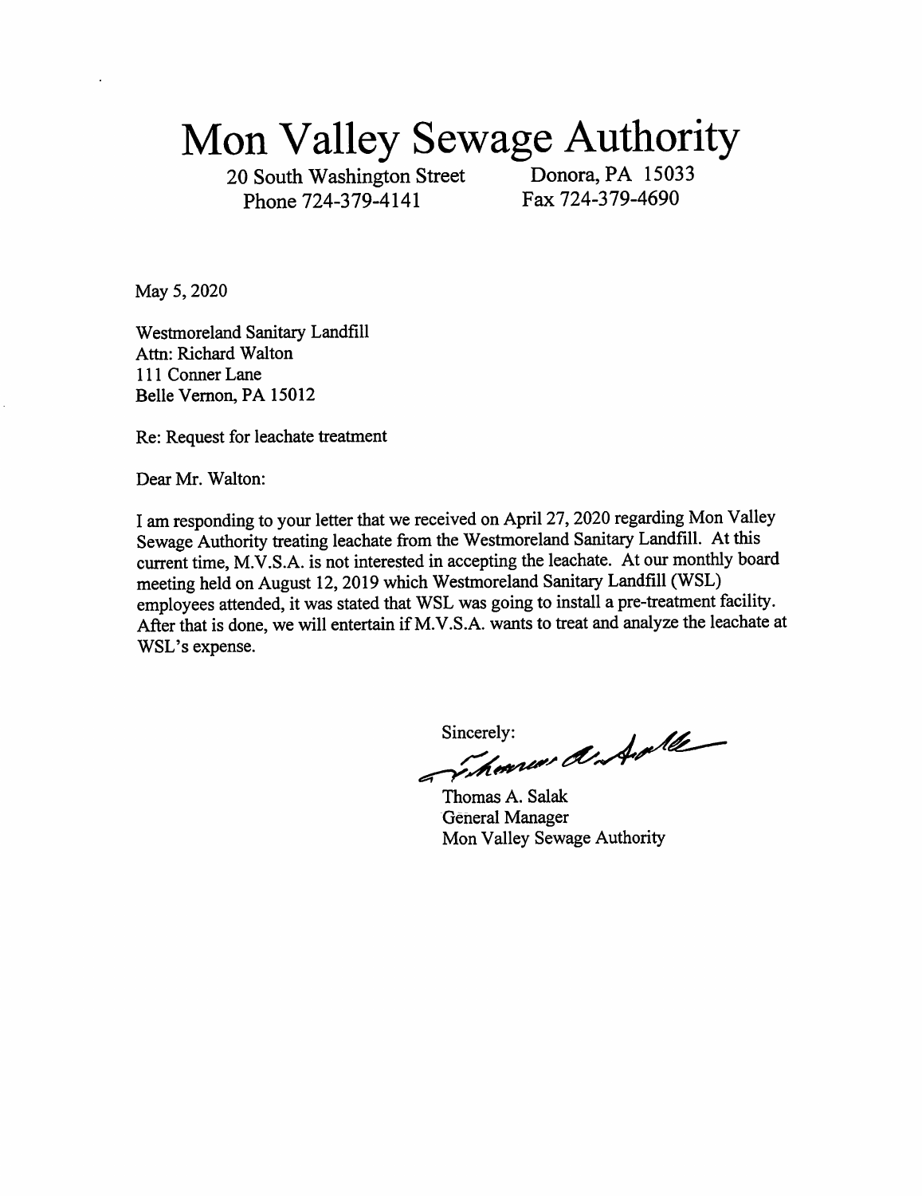# Mon Valley Sewage Authority

20 South Washington Street    Donora, PA 15033
Phone 724-379-4141    Fax 724-379-4690

May 5, 2020

Westmoreland Sanitary Landfill
Attn: Richard Walton
111 Conner Lane
Belle Vernon, PA 15012

Re: Request for leachate treatment

Dear Mr. Walton:

I am responding to your letter that we received on April 27, 2020 regarding Mon Valley Sewage Authority treating leachate from the Westmoreland Sanitary Landfill. At this current time, M.V.S.A. is not interested in accepting the leachate. At our monthly board meeting held on August 12, 2019 which Westmoreland Sanitary Landfill (WSL) employees attended, it was stated that WSL was going to install a pre-treatment facility. After that is done, we will entertain if M.V.S.A. wants to treat and analyze the leachate at WSL's expense.

Sincerely:

Thomas A. Salak
General Manager
Mon Valley Sewage Authority